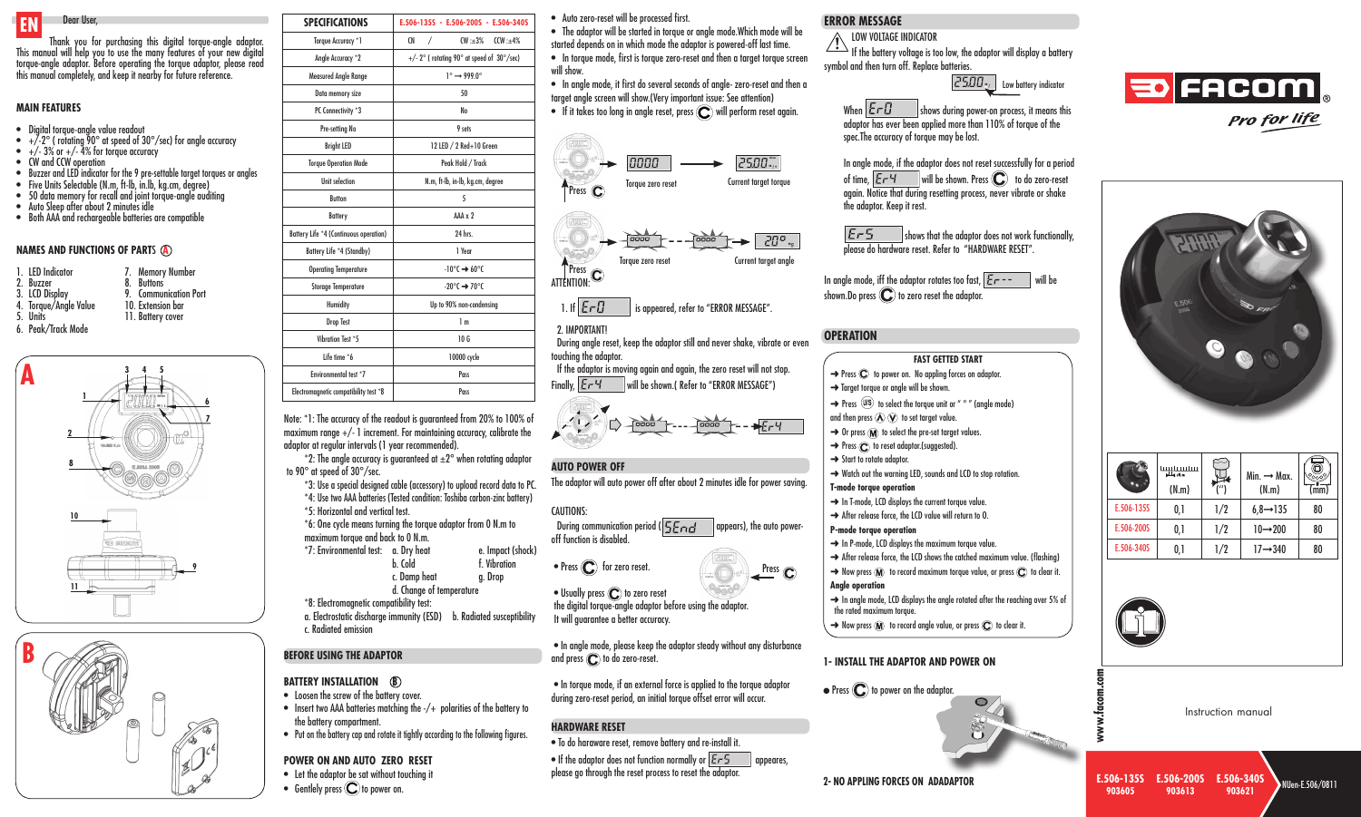EN

Dear User,

Thank you for purchasing this digital torque-angle adaptor. This manual will help you to use the many features of your new digital torque-angle adaptor. Before operating the torque adaptor, please read this manual completely, and keep it nearby for future reference.

## MAIN FEATURES

- Digital torque-angle value readout
- +/-2° ( rotating 90° at speed of 30°/sec) for angle accuracy
- +/- 3% or +/- 4% for torque accuracy
- CW and CCW operation
- Buzzer and LED indicator for the 9 pre-settable target torques or angles
- Five Units Selectable (N.m, ft-lb, in.lb, kg.cm, degree)
- 50 data memory for recall and joint torque-angle auditing
- Auto Sleep after about 2 minutes idle
- Both AAA and rechargeable batteries are compatible

## NAMES AND FUNCTIONS OF PARTS (A)

1. LED Indicator
2. Buzzer
3. LCD Display
4. Torque/Angle Value
5. Units
6. Peak/Track Mode
7. Memory Number
8. Buttons
9. Communication Port
10. Extension bar
11. Battery cover

A

B

| SPECIFICATIONS | E.506-135S - E.506-200S - E.506-340S |
|---|---|
| Torque Accuracy *1 | CW ±3% CCW ±4% |
| Angle Accuracy *2 | +/- 2° ( rotating 90° at speed of 30°/sec) |
| Measured Angle Range | 1° → 999.0° |
| Data memory size | 50 |
| PC Connectivity *3 | No |
| Pre-setting No | 9 sets |
| Bright LED | 12 LED / 2 Red+10 Green |
| Torque Operation Mode | Peak Hold / Track |
| Unit selection | N.m, ft-lb, in-lb, kg.cm, degree |
| Button | 5 |
| Battery | AAA x 2 |
| Battery Life *4 (Continuous operation) | 24 hrs. |
| Battery Life *4 (Standby) | 1 Year |
| Operating Temperature | -10°C ➔ 60°C |
| Storage Temperature | -20°C ➔ 70°C |
| Humidity | Up to 90% non-condensing |
| Drop Test | 1 m |
| Vibration Test *5 | 10 G |
| Life time *6 | 10000 cycle |
| Environmental test *7 | Pass |
| Electromagnetic compatibility test *8 | Pass |

Note: *1: The accuracy of the readout is guaranteed from 20% to 100% of maximum range +/- 1 increment. For maintaining accuracy, calibrate the adaptor at regular intervals (1 year recommended).

*2: The angle accuracy is guaranteed at ±2° when rotating adaptor to 90° at speed of 30°/sec.

*3: Use a special designed cable (accessory) to upload record data to PC.

*4: Use two AAA batteries (Tested condition: Toshiba carbon-zinc battery)

*5: Horizontal and vertical test.

*6: One cycle means turning the torque adaptor from 0 N.m to maximum torque and back to 0 N.m.

*7: Environmental test: a. Dry heat b. Cold c. Damp heat d. Change of temperature e. Impact (shock) f. Vibration g. Drop

*8: Electromagnetic compatibility test:
a. Electrostatic discharge immunity (ESD) b. Radiated susceptibility c. Radiated emission

## BEFORE USING THE ADAPTOR

### BATTERY INSTALLATION (B)

- Loosen the screw of the battery cover.
- Insert two AAA batteries matching the -/+ polarities of the battery to the battery compartment.
- Put on the battery cap and rotate it tightly according to the following figures.

### POWER ON AND AUTO ZERO RESET

- Let the adaptor be sat without touching it
- Gentlely press (C) to power on.
- Auto zero-reset will be processed first.
- The adaptor will be started in torque or angle mode.Which mode will be started depends on in which mode the adaptor is powered-off last time.
- In torque mode, first is torque zero-reset and then a target torque screen will show.
- In angle mode, it first do several seconds of angle- zero-reset and then a target angle screen will show.(Very important issue: See attention)
- If it takes too long in angle reset, press (C) will perform reset again.

Press (C) 0000 → 25.00 Torque zero reset Current target torque

Press (C) 0000 - - - 0000 - - - 20° Torque zero reset Current target angle

ATTENTION:

1. If Er0 is appeared, refer to "ERROR MESSAGE".

2. IMPORTANT!
During angle reset, keep the adaptor still and never shake, vibrate or even touching the adaptor.
If the adaptor is moving again and again, the zero reset will not stop.
Finally, Er4 will be shown.( Refer to "ERROR MESSAGE")

## AUTO POWER OFF

The adaptor will auto power off after about 2 minutes idle for power saving.

CAUTIONS:

During communication period (SEnd appears), the auto power-off function is disabled.

- Press (C) for zero reset.
- Usually press (C) to zero reset the digital torque-angle adaptor before using the adaptor. It will guarantee a better accuracy.
- In angle mode, please keep the adaptor steady without any disturbance and press (C) to do zero-reset.
- In torque mode, if an external force is applied to the torque adaptor during zero-reset period, an initial torque offset error will occur.

## HARDWARE RESET

- To do haraware reset, remove battery and re-install it.
- If the adaptor does not function normally or Er5 appears, please go through the reset process to reset the adaptor.

## ERROR MESSAGE

LOW VOLTAGE INDICATOR

If the battery voltage is too low, the adaptor will display a battery symbol and then turn off. Replace batteries.

25.00 Low battery indicator

When Er0 shows during power-on process, it means this adaptor has ever been applied more than 110% of torque of the spec.The accuracy of torque may be lost.

In angle mode, if the adaptor does not reset successfully for a period of time, Er4 will be shown. Press (C) to do zero-reset again. Notice that during resetting process, never vibrate or shake the adaptor. Keep it rest.

Er5 shows that the adaptor does not work functionally, please do hardware reset. Refer to "HARDWARE RESET".

In angle mode, iff the adaptor rotates too fast, Er - - will be shown.Do press (C) to zero reset the adaptor.

## OPERATION

### FAST GETTED START

- ➔ Press (C) to power on. No appling forces on adaptor.
- ➔ Target torque or angle will be shown.
- ➔ Press (US) to select the torque unit or " ° " (angle mode) and then press (A) (V) to set target value.
- ➔ Or press (M) to select the pre-set target values.
- ➔ Press (C) to reset adaptor.(suggested).
- ➔ Start to rotate adaptor.
- ➔ Watch out the warning LED, sounds and LCD to stop rotation.

**T-mode torque operation**

- ➔ In T-mode, LCD displays the current torque value.
- ➔ After release force, the LCD value will return to 0.

**P-mode torque operation**

- ➔ In P-mode, LCD displays the maximum torque value.
- ➔ After release force, the LCD shows the catched maximum value. (flashing)
- ➔ Now press (M) to record maximum torque value, or press (C) to clear it.

**Angle operation**

- ➔ In angle mode, LCD displays the angle rotated after the reaching over 5% of the rated maximum torque.
- ➔ Now press (M) to record angle value, or press (C) to clear it.

### 1- INSTALL THE ADAPTOR AND POWER ON

- Press (C) to power on the adaptor.

### 2- NO APPLING FORCES ON ADADAPTOR

FACOM
Pro for life

| | (N.m) | ('') | Min. → Max. (N.m) | (mm) |
|---|---|---|---|---|
| E.506-135S | 0,1 | 1/2 | 6,8→135 | 80 |
| E.506-200S | 0,1 | 1/2 | 10→200 | 80 |
| E.506-340S | 0,1 | 1/2 | 17→340 | 80 |

www.facom.com

Instruction manual

E.506-135S 903605 E.506-200S 903613 E.506-340S 903621

NUen-E.506/0811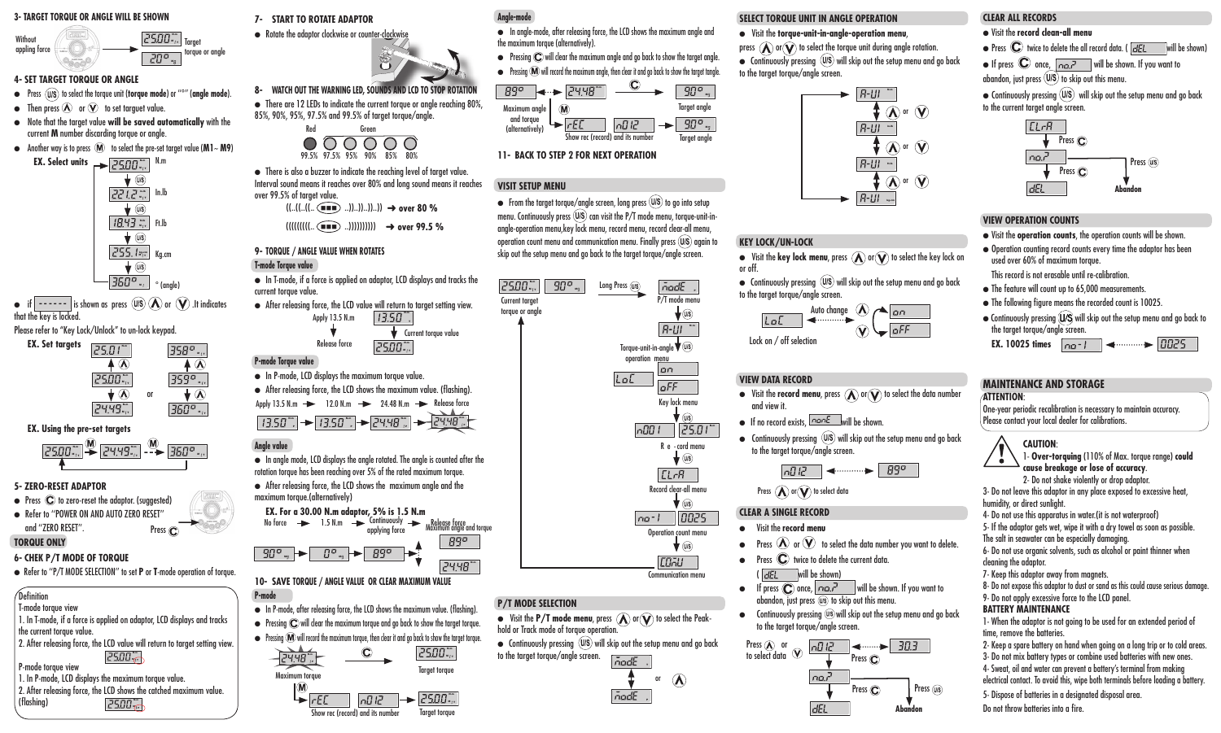## 3- TARGET TORQUE OR ANGLE WILL BE SHOWN

Without appling force

25.00 Target torque or angle

20°

## 4- SET TARGET TORQUE OR ANGLE

- Press (U/S) to select the torque unit (**torque mode**) or "°" (**angle mode**).
- Then press (Λ) or (V) to set targuet value.
- Note that the target value **will be saved automatically** with the current **M** number discarding torque or angle.
- Another way is to press (M) to select the pre-set target value (**M1~ M9**)

**EX. Select units**

25.00 N.m
(U/S)
221.2 In.lb
(U/S)
18.43 Ft.lb
(U/S)
255.1 Kg.cm
(U/S)
360° ° (angle)

- if ------ is shown as press (U/S) (Λ) or (V) .It indicates that the key is locked.

Please refer to "Key Lock/Unlock" to un-lock keypad.

**EX. Set targets**

25.01 / 25.00 / 24.99 or 358° / 359° / 360°

**EX. Using the pre-set targets**

25.00 (M) 24.49 (M) 360°

## 5- ZERO-RESET ADAPTOR

- Press (C) to zero-reset the adaptor. (suggested)
- Refer to "POWER ON AND AUTO ZERO RESET" and "ZERO RESET". Press (C)

## TORQUE ONLY

## 6- CHEK P/T MODE OF TORQUE

- Refer to "P/T MODE SELECTION" to set **P** or **T**-mode operation of torque.

Definition

T-mode torque view

1. In T-mode, if a force is applied on adaptor, LCD displays and tracks the current torque value.
2. After releasing force, the LCD value will return to target setting view. 25.00

P-mode torque view

1. In P-mode, LCD displays the maximum torque value.
2. After releasing force, the LCD shows the catched maximum value. (flashing) 25.00

## 7- START TO ROTATE ADAPTOR

- Rotate the adaptor clockwise or counter-clockwise

## 8- WATCH OUT THE WARNING LED, SOUNDS AND LCD TO STOP ROTATION

- There are 12 LEDs to indicate the current torque or angle reaching 80%, 85%, 90%, 95%, 97.5% and 99.5% of target torque/angle.

Red Green

99.5% 97.5% 95% 90% 85% 80%

- There is also a buzzer to indicate the reaching level of target value. Interval sound means it reaches over 80% and long sound means it reaches over 99.5% of target value.

((..((..((.. ..))..))..)) → **over 80 %**

(((((((((.. ..))))))))) → **over 99.5 %**

## 9- TORQUE / ANGLE VALUE WHEN ROTATES

**T-mode Torque value**

- In T-mode, if a force is applied on adaptor, LCD displays and tracks the current torque value.
- After releasing force, the LCD value will return to target setting view.

Apply 13.5 N.m 13.50
Release force 25.00 Current torque value

**P-mode Torque value**

- In P-mode, LCD displays the maximum torque value.
- After releasing force, the LCD shows the maximum value. (Flashing).

Apply 13.5 N.m → 12.0 N.m → 24.48 N.m → Release force

13.50 → 13.50 → 24.48 → 24.48

**Angle value**

- In angle mode, LCD displays the angle rotated. The angle is counted after the rotation torque has been reaching over 5% of the rated maximum torque.
- After releasing force, the LCD shows the maximum angle and the maximum torque.(alternatively)

**EX. For a 30.00 N.m adaptor, 5% is 1.5 N.m**

No force → 1.5 N.m → Continuously applying force → Release force Maximum angle and torque

90° → 0° → 89° → 89° / 24.48

## 10- SAVE TORQUE / ANGLE VALUE OR CLEAR MAXIMUM VALUE

**P-mode**

- In P-mode, after releasing force, the LCD shows the maximum value. (flashing).
- Pressing (C) will clear the maximum value and go back to show the target torque.
- Pressing (M) will record the maximum torque, then clear it and go back to show the target torque.

24.48 Maximum torque (C) 25.00 Target torque

(M) rEC n012 25.00 Show rec (record) and its number Target torque

**Angle-mode**

- In angle-mode, after releasing force, the LCD shows the maximum angle and the maximum torque (alternatively).
- Pressing (C) will clear the maximum angle and go back to show the target angle.
- Pressing (M) will record the maximum angle, then clear it and go back to show the target angle.

89° ↔ 24.48 Maximum angle and torque (alternatively) (C) 90° Target angle

(M) rEC n012 90° Show rec (record) and its number Target angle

## 11- BACK TO STEP 2 FOR NEXT OPERATION

## VISIT SETUP MENU

- From the target torque/angle screen, long press (U/S) to go into setup menu. Continuously press (U/S) can visit the P/T mode menu, torque-unit-in-angle-operation menu,key lock menu, record menu, record clear-all menu, operation count menu and communication menu. Finally press (U/S) again to skip out the setup menu and go back to the target torque/angle screen.

25.00 90° Current target torque or angle — Long Press (U/S) → mode P/T mode menu
(U/S) A-UI Torque-unit-in-angle operation menu
(U/S) on / oFF Key lock menu
(U/S) n001 25.01 Record menu
(U/S) CLrA Record clear-all menu
(U/S) no-1 0025 Operation count menu
(U/S) COMU Communication menu

## P/T MODE SELECTION

- Visit the **P/T mode menu**, press (Λ) or (V) to select the Peak-hold or Track mode of torque operation.
- Continuously pressing (U/S) will skip out the setup menu and go back to the target torque/angle screen.

mode or (Λ) mode

## SELECT TORQUE UNIT IN ANGLE OPERATION

- Visit the **torque-unit-in-angle-operation menu**, press (Λ) or (V) to select the torque unit during angle rotation.
- Continuously pressing (U/S) will skip out the setup menu and go back to the target torque/angle screen.

A-UI ↔ (Λ) or (V) A-UI ↔ (Λ) or (V) A-UI ↔ (Λ) or (V) A-UI

## KEY LOCK/UN-LOCK

- Visit the **key lock menu**, press (Λ) or (V) to select the key lock on or off.
- Continuously pressing (U/S) will skip out the setup menu and go back to the target torque/angle screen.

LoC Auto change (Λ) on / (V) oFF

Lock on / off selection

## VIEW DATA RECORD

- Visit the **record menu**, press (Λ) or (V) to select the data number and view it.
- If no record exists, nonE will be shown.
- Continuously pressing (U/S) will skip out the setup menu and go back to the target torque/angle screen.

n012 ↔ 89°

Press (Λ) or (V) to select data

## CLEAR A SINGLE RECORD

- Visit the **record menu**
- Press (Λ) or (V) to select the data number you want to delete.
- Press (C) twice to delete the current data. ( dEL will be shown)
- If press (C) once, no,? will be shown. If you want to abandon, just press (U/S) to skip out this menu.
- Continuously pressing (U/S) will skip out the setup menu and go back to the target torque/angle screen.

Press (Λ) or (V) to select data: n012 ↔ 30.3
Press (C) → no,? → Press (C) → dEL; Press (U/S) → Abandon

## CLEAR ALL RECORDS

- Visit the **record clean-all menu**
- Press (C) twice to delete the all record data. ( dEL will be shown)
- If press (C) once, no,? will be shown. If you want to abandon, just press (U/S) to skip out this menu.
- Continuously pressing (U/S) will skip out the setup menu and go back to the current target angle screen.

CLrA → Press (C) → no,? → Press (C) → dEL; Press (U/S) → Abandon

## VIEW OPERATION COUNTS

- Visit the **operation counts**, the operation counts will be shown.
- Operation counting record counts every time the adaptor has been used over 60% of maximum torque.

  This record is not erasable until re-calibration.
- The feature will count up to 65,000 measurements.
- The following figure means the recorded count is 10025.
- Continuously pressing (U/S) will skip out the setup menu and go back to the target torque/angle screen.

**EX. 10025 times** no-1 ↔ 0025

## MAINTENANCE AND STORAGE

**ATTENTION**:

One-year periodic recalibration is necessary to maintain accuracy. Please contact your local dealer for calibrations.

**CAUTION**:

1- **Over-torquing** (110% of Max. torque range) **could cause breakage or lose of accuracy**.

2- Do not shake violently or drop adaptor.

3- Do not leave this adaptor in any place exposed to excessive heat, humidity, or direct sunlight.

4- Do not use this apparatus in water.(it is not waterproof)

5- If the adaptor gets wet, wipe it with a dry towel as soon as possible. The salt in seawater can be especially damaging.

6- Do not use organic solvents, such as alcohol or paint thinner when cleaning the adaptor.

7- Keep this adaptor away from magnets.

8- Do not expose this adaptor to dust or sand as this could cause serious damage.

9- Do not apply excessive force to the LCD panel.

**BATTERY MAINTENANCE**

1- When the adaptor is not going to be used for an extended period of time, remove the batteries.

2- Keep a spare battery on hand when going on a long trip or to cold areas.

3- Do not mix battery types or combine used batteries with new ones.

4- Sweat, oil and water can prevent a battery's terminal from making electrical contact. To avoid this, wipe both terminals before loading a battery.

5- Dispose of batteries in a designated disposal area.

Do not throw batteries into a fire.